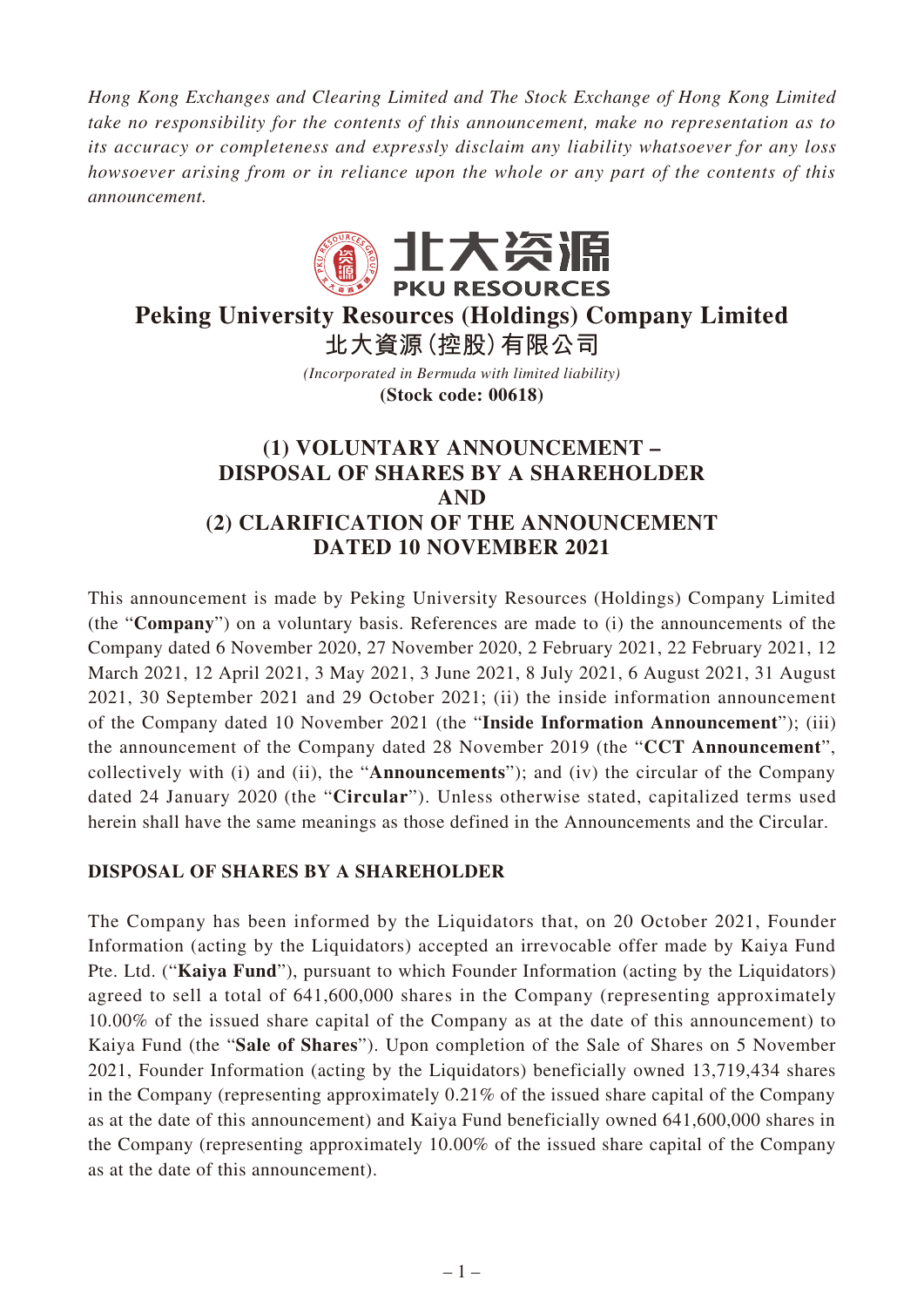*Hong Kong Exchanges and Clearing Limited and The Stock Exchange of Hong Kong Limited take no responsibility for the contents of this announcement, make no representation as to its accuracy or completeness and expressly disclaim any liability whatsoever for any loss howsoever arising from or in reliance upon the whole or any part of the contents of this announcement.*

北大资源
PKU RESOURCES

# Peking University Resources (Holdings) Company Limited
# 北大資源(控股)有限公司

*(Incorporated in Bermuda with limited liability)*

**(Stock code: 00618)**

## (1) VOLUNTARY ANNOUNCEMENT – DISPOSAL OF SHARES BY A SHAREHOLDER AND (2) CLARIFICATION OF THE ANNOUNCEMENT DATED 10 NOVEMBER 2021

This announcement is made by Peking University Resources (Holdings) Company Limited (the "**Company**") on a voluntary basis. References are made to (i) the announcements of the Company dated 6 November 2020, 27 November 2020, 2 February 2021, 22 February 2021, 12 March 2021, 12 April 2021, 3 May 2021, 3 June 2021, 8 July 2021, 6 August 2021, 31 August 2021, 30 September 2021 and 29 October 2021; (ii) the inside information announcement of the Company dated 10 November 2021 (the "**Inside Information Announcement**"); (iii) the announcement of the Company dated 28 November 2019 (the "**CCT Announcement**", collectively with (i) and (ii), the "**Announcements**"); and (iv) the circular of the Company dated 24 January 2020 (the "**Circular**"). Unless otherwise stated, capitalized terms used herein shall have the same meanings as those defined in the Announcements and the Circular.

### DISPOSAL OF SHARES BY A SHAREHOLDER

The Company has been informed by the Liquidators that, on 20 October 2021, Founder Information (acting by the Liquidators) accepted an irrevocable offer made by Kaiya Fund Pte. Ltd. ("**Kaiya Fund**"), pursuant to which Founder Information (acting by the Liquidators) agreed to sell a total of 641,600,000 shares in the Company (representing approximately 10.00% of the issued share capital of the Company as at the date of this announcement) to Kaiya Fund (the "**Sale of Shares**"). Upon completion of the Sale of Shares on 5 November 2021, Founder Information (acting by the Liquidators) beneficially owned 13,719,434 shares in the Company (representing approximately 0.21% of the issued share capital of the Company as at the date of this announcement) and Kaiya Fund beneficially owned 641,600,000 shares in the Company (representing approximately 10.00% of the issued share capital of the Company as at the date of this announcement).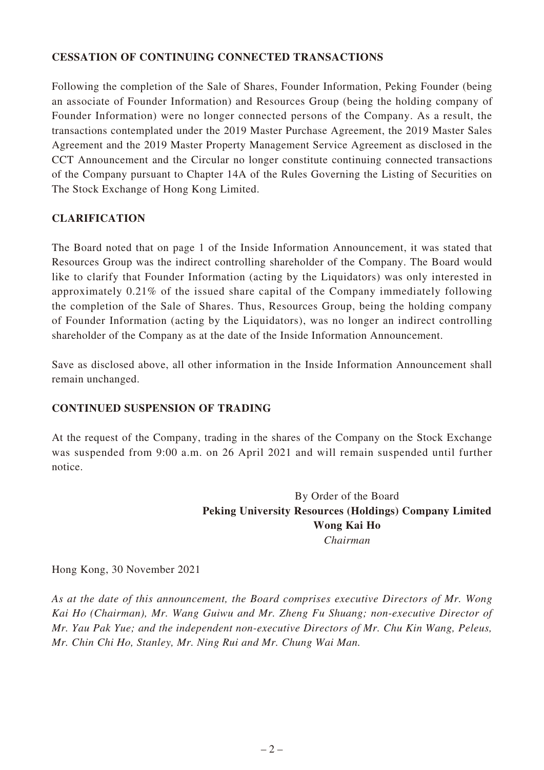## CESSATION OF CONTINUING CONNECTED TRANSACTIONS

Following the completion of the Sale of Shares, Founder Information, Peking Founder (being an associate of Founder Information) and Resources Group (being the holding company of Founder Information) were no longer connected persons of the Company. As a result, the transactions contemplated under the 2019 Master Purchase Agreement, the 2019 Master Sales Agreement and the 2019 Master Property Management Service Agreement as disclosed in the CCT Announcement and the Circular no longer constitute continuing connected transactions of the Company pursuant to Chapter 14A of the Rules Governing the Listing of Securities on The Stock Exchange of Hong Kong Limited.

## CLARIFICATION

The Board noted that on page 1 of the Inside Information Announcement, it was stated that Resources Group was the indirect controlling shareholder of the Company. The Board would like to clarify that Founder Information (acting by the Liquidators) was only interested in approximately 0.21% of the issued share capital of the Company immediately following the completion of the Sale of Shares. Thus, Resources Group, being the holding company of Founder Information (acting by the Liquidators), was no longer an indirect controlling shareholder of the Company as at the date of the Inside Information Announcement.

Save as disclosed above, all other information in the Inside Information Announcement shall remain unchanged.

## CONTINUED SUSPENSION OF TRADING

At the request of the Company, trading in the shares of the Company on the Stock Exchange was suspended from 9:00 a.m. on 26 April 2021 and will remain suspended until further notice.

By Order of the Board
**Peking University Resources (Holdings) Company Limited**
**Wong Kai Ho**
*Chairman*

Hong Kong, 30 November 2021

*As at the date of this announcement, the Board comprises executive Directors of Mr. Wong Kai Ho (Chairman), Mr. Wang Guiwu and Mr. Zheng Fu Shuang; non-executive Director of Mr. Yau Pak Yue; and the independent non-executive Directors of Mr. Chu Kin Wang, Peleus, Mr. Chin Chi Ho, Stanley, Mr. Ning Rui and Mr. Chung Wai Man.*